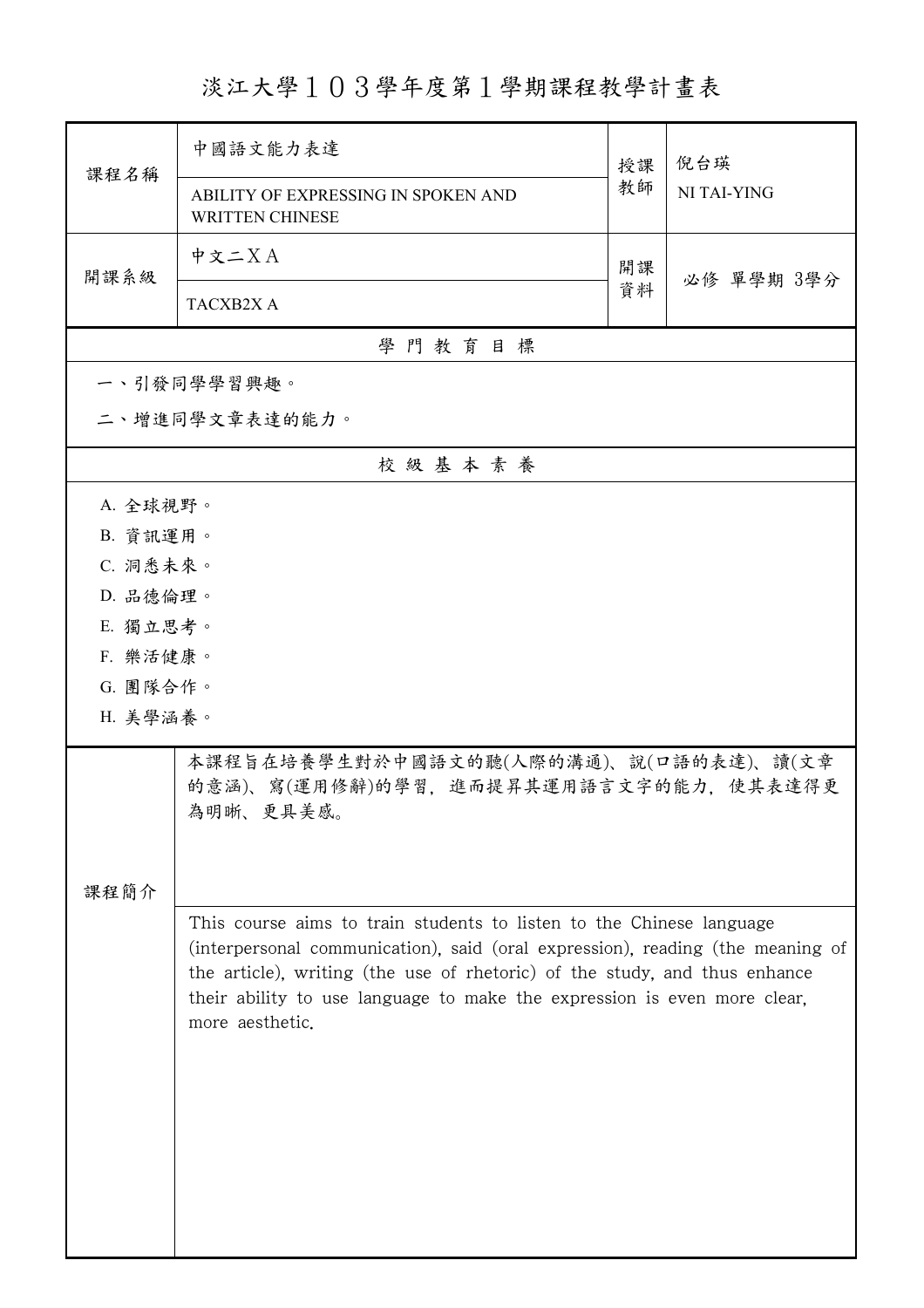# 淡江大學１０３學年度第１學期課程教學計畫表

| 課程名稱 | 中國語文能力表達 | 授課教師 | 倪台瑛 |
|---|---|---|---|
| | ABILITY OF EXPRESSING IN SPOKEN AND WRITTEN CHINESE | | NI TAI-YING |
| 開課系級 | 中文二ＸＡ | 開課資料 | 必修 單學期 3學分 |
| | TACXB2X A | | |

## 學 門 教 育 目 標

一、引發同學學習興趣。

二、增進同學文章表達的能力。

## 校 級 基 本 素 養

A. 全球視野。

B. 資訊運用。

C. 洞悉未來。

D. 品德倫理。

E. 獨立思考。

F. 樂活健康。

G. 團隊合作。

H. 美學涵養。

## 課程簡介

本課程旨在培養學生對於中國語文的聽(人際的溝通)、說(口語的表達)、讀(文章的意涵)、寫(運用修辭)的學習，進而提昇其運用語言文字的能力，使其表達得更為明晰、更具美感。

This course aims to train students to listen to the Chinese language (interpersonal communication), said (oral expression), reading (the meaning of the article), writing (the use of rhetoric) of the study, and thus enhance their ability to use language to make the expression is even more clear, more aesthetic.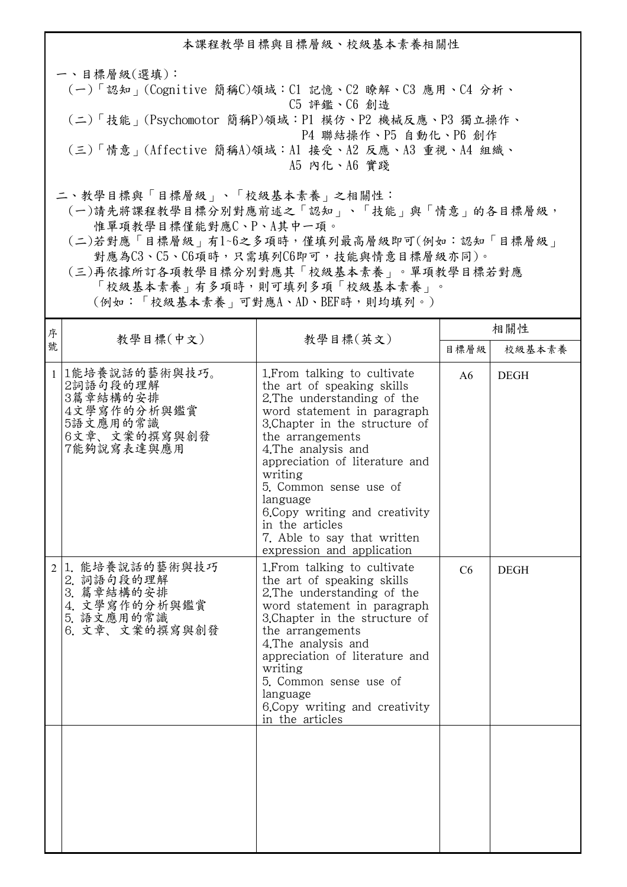## 本課程教學目標與目標層級、校級基本素養相關性

一、目標層級(選填)：

(一)「認知」(Cognitive 簡稱C)領域：C1 記憶、C2 瞭解、C3 應用、C4 分析、C5 評鑑、C6 創造

(二)「技能」(Psychomotor 簡稱P)領域：P1 模仿、P2 機械反應、P3 獨立操作、P4 聯結操作、P5 自動化、P6 創作

(三)「情意」(Affective 簡稱A)領域：A1 接受、A2 反應、A3 重視、A4 組織、A5 內化、A6 實踐

二、教學目標與「目標層級」、「校級基本素養」之相關性：

(一)請先將課程教學目標分別對應前述之「認知」、「技能」與「情意」的各目標層級，惟單項教學目標僅能對應C、P、A其中一項。

(二)若對應「目標層級」有1~6之多項時，僅填列最高層級即可(例如：認知「目標層級」對應為C3、C5、C6項時，只需填列C6即可，技能與情意目標層級亦同)。

(三)再依據所訂各項教學目標分別對應其「校級基本素養」。單項教學目標若對應「校級基本素養」有多項時，則可填列多項「校級基本素養」。(例如：「校級基本素養」可對應A、AD、BEF時，則均填列。)

| 序號 | 教學目標(中文) | 教學目標(英文) | 相關性 | |
|---|---|---|---|---|
| | | | 目標層級 | 校級基本素養 |
| 1 | 1能培養說話的藝術與技巧。<br>2詞語句段的理解<br>3篇章結構的安排<br>4文學寫作的分析與鑑賞<br>5語文應用的常識<br>6文章、文案的撰寫與創發<br>7能夠說寫表達與應用 | 1.From talking to cultivate the art of speaking skills<br>2.The understanding of the word statement in paragraph<br>3.Chapter in the structure of the arrangements<br>4.The analysis and appreciation of literature and writing<br>5. Common sense use of language<br>6.Copy writing and creativity in the articles<br>7. Able to say that written expression and application | A6 | DEGH |
| 2 | 1. 能培養說話的藝術與技巧<br>2. 詞語句段的理解<br>3. 篇章結構的安排<br>4. 文學寫作的分析與鑑賞<br>5. 語文應用的常識<br>6. 文章、文案的撰寫與創發 | 1.From talking to cultivate the art of speaking skills<br>2.The understanding of the word statement in paragraph<br>3.Chapter in the structure of the arrangements<br>4.The analysis and appreciation of literature and writing<br>5. Common sense use of language<br>6.Copy writing and creativity in the articles | C6 | DEGH |
| | | | | |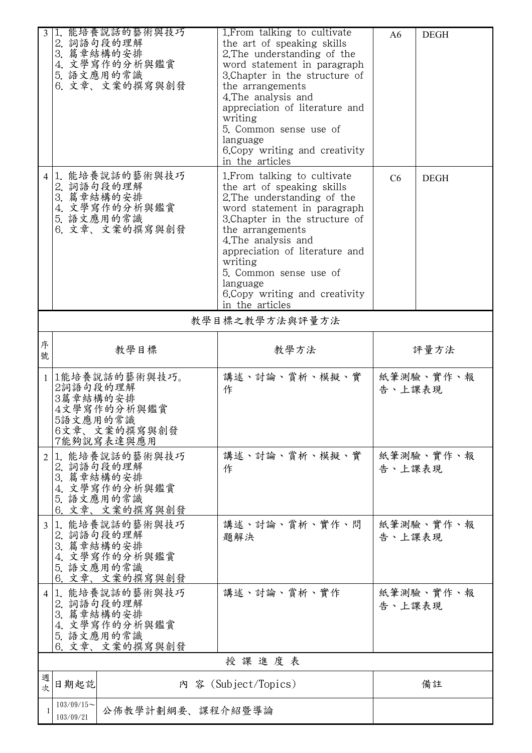| | | | | |
|---|---|---|---|---|
| 3 | 1. 能培養說話的藝術與技巧<br>2. 詞語句段的理解<br>3. 篇章結構的安排<br>4. 文學寫作的分析與鑑賞<br>5. 語文應用的常識<br>6. 文章、文案的撰寫與創發 | 1.From talking to cultivate the art of speaking skills<br>2.The understanding of the word statement in paragraph<br>3.Chapter in the structure of the arrangements<br>4.The analysis and appreciation of literature and writing<br>5. Common sense use of language<br>6.Copy writing and creativity in the articles | A6 | DEGH |
| 4 | 1. 能培養說話的藝術與技巧<br>2. 詞語句段的理解<br>3. 篇章結構的安排<br>4. 文學寫作的分析與鑑賞<br>5. 語文應用的常識<br>6. 文章、文案的撰寫與創發 | 1.From talking to cultivate the art of speaking skills<br>2.The understanding of the word statement in paragraph<br>3.Chapter in the structure of the arrangements<br>4.The analysis and appreciation of literature and writing<br>5. Common sense use of language<br>6.Copy writing and creativity in the articles | C6 | DEGH |

## 教學目標之教學方法與評量方法

| 序號 | 教學目標 | 教學方法 | 評量方法 |
|---|---|---|---|
| 1 | 1能培養說話的藝術與技巧。<br>2詞語句段的理解<br>3篇章結構的安排<br>4文學寫作的分析與鑑賞<br>5語文應用的常識<br>6文章、文案的撰寫與創發<br>7能夠說寫表達與應用 | 講述、討論、賞析、模擬、實作 | 紙筆測驗、實作、報告、上課表現 |
| 2 | 1. 能培養說話的藝術與技巧<br>2. 詞語句段的理解<br>3. 篇章結構的安排<br>4. 文學寫作的分析與鑑賞<br>5. 語文應用的常識<br>6. 文章、文案的撰寫與創發 | 講述、討論、賞析、模擬、實作 | 紙筆測驗、實作、報告、上課表現 |
| 3 | 1. 能培養說話的藝術與技巧<br>2. 詞語句段的理解<br>3. 篇章結構的安排<br>4. 文學寫作的分析與鑑賞<br>5. 語文應用的常識<br>6. 文章、文案的撰寫與創發 | 講述、討論、賞析、實作、問題解決 | 紙筆測驗、實作、報告、上課表現 |
| 4 | 1. 能培養說話的藝術與技巧<br>2. 詞語句段的理解<br>3. 篇章結構的安排<br>4. 文學寫作的分析與鑑賞<br>5. 語文應用的常識<br>6. 文章、文案的撰寫與創發 | 講述、討論、賞析、實作 | 紙筆測驗、實作、報告、上課表現 |

## 授 課 進 度 表

| 週次 | 日期起訖 | 內 容 (Subject/Topics) | 備註 |
|---|---|---|---|
| 1 | 103/09/15~<br>103/09/21 | 公佈教學計劃綱要、課程介紹暨導論 | |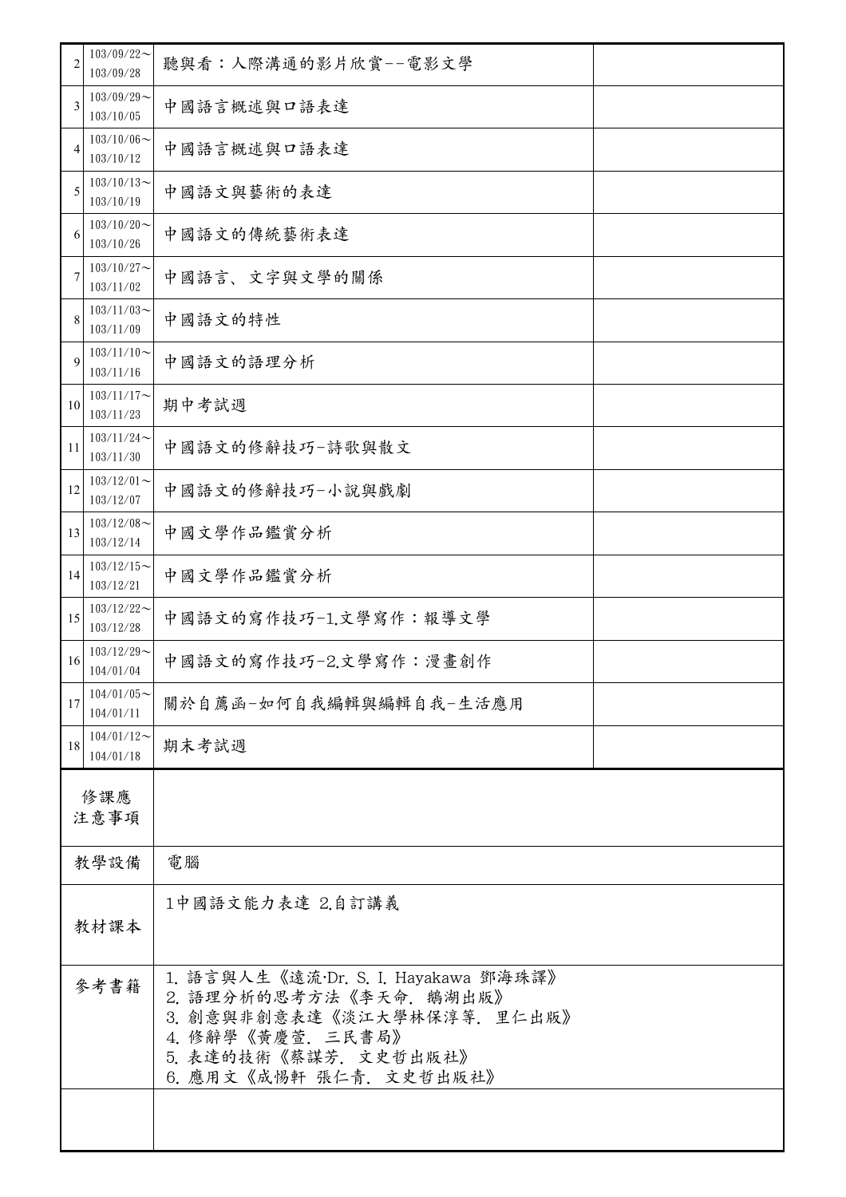| | | | |
|---|---|---|---|
| 2 | 103/09/22～<br>103/09/28 | 聽與看：人際溝通的影片欣賞--電影文學 | |
| 3 | 103/09/29～<br>103/10/05 | 中國語言概述與口語表達 | |
| 4 | 103/10/06～<br>103/10/12 | 中國語言概述與口語表達 | |
| 5 | 103/10/13～<br>103/10/19 | 中國語文與藝術的表達 | |
| 6 | 103/10/20～<br>103/10/26 | 中國語文的傳統藝術表達 | |
| 7 | 103/10/27～<br>103/11/02 | 中國語言、文字與文學的關係 | |
| 8 | 103/11/03～<br>103/11/09 | 中國語文的特性 | |
| 9 | 103/11/10～<br>103/11/16 | 中國語文的語理分析 | |
| 10 | 103/11/17～<br>103/11/23 | 期中考試週 | |
| 11 | 103/11/24～<br>103/11/30 | 中國語文的修辭技巧-詩歌與散文 | |
| 12 | 103/12/01～<br>103/12/07 | 中國語文的修辭技巧-小說與戲劇 | |
| 13 | 103/12/08～<br>103/12/14 | 中國文學作品鑑賞分析 | |
| 14 | 103/12/15～<br>103/12/21 | 中國文學作品鑑賞分析 | |
| 15 | 103/12/22～<br>103/12/28 | 中國語文的寫作技巧-1.文學寫作：報導文學 | |
| 16 | 103/12/29～<br>104/01/04 | 中國語文的寫作技巧-2.文學寫作：漫畫創作 | |
| 17 | 104/01/05～<br>104/01/11 | 關於自薦函-如何自我編輯與編輯自我-生活應用 | |
| 18 | 104/01/12～<br>104/01/18 | 期末考試週 | |

| | |
|---|---|
| 修課應<br>注意事項 | |
| 教學設備 | 電腦 |
| 教材課本 | 1中國語文能力表達 2.自訂講義 |
| 參考書籍 | 1. 語言與人生《遠流‧Dr. S. I. Hayakawa 鄧海珠譯》<br>2. 語理分析的思考方法《李天命. 鵝湖出版》<br>3. 創意與非創意表達《淡江大學林保淳等. 里仁出版》<br>4. 修辭學《黃慶萱. 三民書局》<br>5. 表達的技術《蔡謀芳. 文史哲出版社》<br>6. 應用文《成惕軒 張仁青. 文史哲出版社》 |
| | |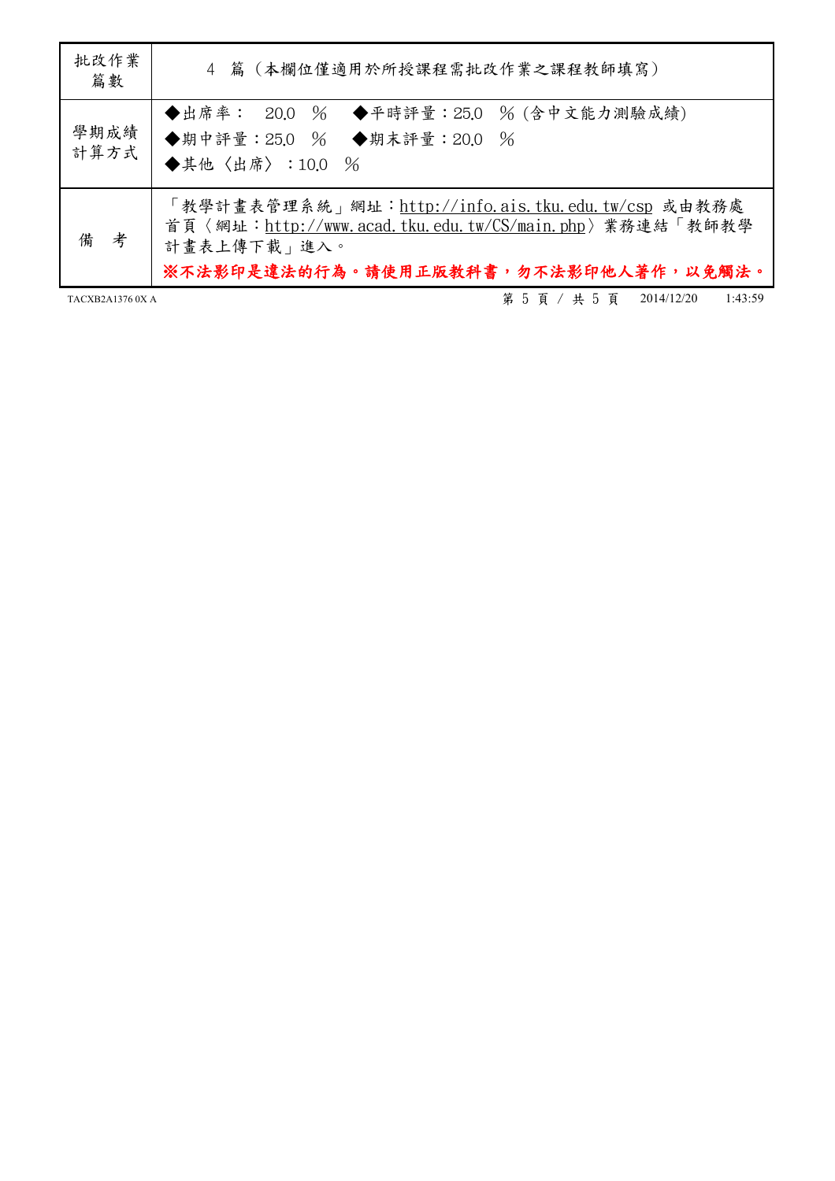| | |
|---|---|
| 批改作業篇數 | 4 篇（本欄位僅適用於所授課程需批改作業之課程教師填寫） |
| 學期成績計算方式 | ◆出席率： 20.0 ％ ◆平時評量：25.0 ％ (含中文能力測驗成績)<br>◆期中評量：25.0 ％ ◆期末評量：20.0 ％<br>◆其他〈出席〉：10.0 ％ |
| 備　考 | 「教學計畫表管理系統」網址：http://info.ais.tku.edu.tw/csp 或由教務處首頁〈網址：http://www.acad.tku.edu.tw/CS/main.php〉業務連結「教師教學計畫表上傳下載」進入。<br>**※不法影印是違法的行為。請使用正版教科書，勿不法影印他人著作，以免觸法。** |

TACXB2A1376 0X A　2014/12/20 1:43:59